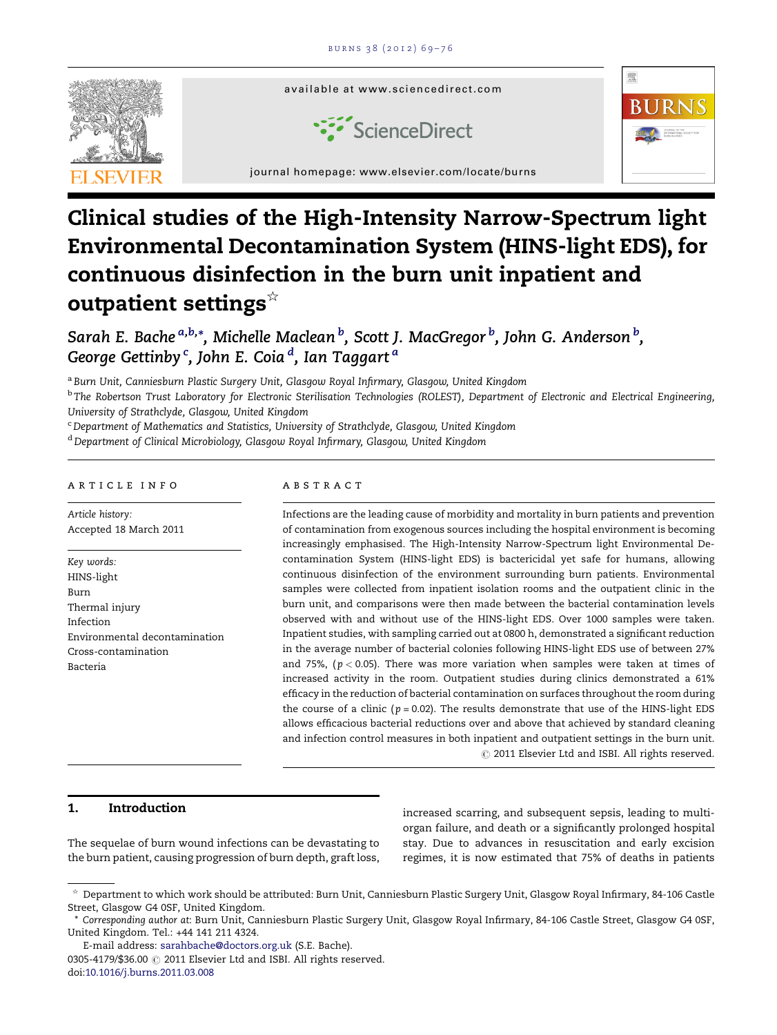# Clinical studies of the High-Intensity Narrow-Spectrum light Environmental Decontamination System (HINS-light EDS), for continuous disinfection in the burn unit inpatient and outpatient settings[☆]

Sarah E. Bache [a,b,*], Michelle Maclean [b], Scott J. MacGregor [b], John G. Anderson [b], George Gettinby [c], John E. Coia [d], Ian Taggart [a]

[a] Burn Unit, Canniesburn Plastic Surgery Unit, Glasgow Royal Infirmary, Glasgow, United Kingdom

[b] The Robertson Trust Laboratory for Electronic Sterilisation Technologies (ROLEST), Department of Electronic and Electrical Engineering, University of Strathclyde, Glasgow, United Kingdom

[c] Department of Mathematics and Statistics, University of Strathclyde, Glasgow, United Kingdom

[d] Department of Clinical Microbiology, Glasgow Royal Infirmary, Glasgow, United Kingdom

## ARTICLE INFO

*Article history:*
Accepted 18 March 2011

*Key words:*
HINS-light
Burn
Thermal injury
Infection
Environmental decontamination
Cross-contamination
Bacteria

## ABSTRACT

Infections are the leading cause of morbidity and mortality in burn patients and prevention of contamination from exogenous sources including the hospital environment is becoming increasingly emphasised. The High-Intensity Narrow-Spectrum light Environmental Decontamination System (HINS-light EDS) is bactericidal yet safe for humans, allowing continuous disinfection of the environment surrounding burn patients. Environmental samples were collected from inpatient isolation rooms and the outpatient clinic in the burn unit, and comparisons were then made between the bacterial contamination levels observed with and without use of the HINS-light EDS. Over 1000 samples were taken. Inpatient studies, with sampling carried out at 0800 h, demonstrated a significant reduction in the average number of bacterial colonies following HINS-light EDS use of between 27% and 75%, ($p < 0.05$). There was more variation when samples were taken at times of increased activity in the room. Outpatient studies during clinics demonstrated a 61% efficacy in the reduction of bacterial contamination on surfaces throughout the room during the course of a clinic ($p = 0.02$). The results demonstrate that use of the HINS-light EDS allows efficacious bacterial reductions over and above that achieved by standard cleaning and infection control measures in both inpatient and outpatient settings in the burn unit.

© 2011 Elsevier Ltd and ISBI. All rights reserved.

## 1. Introduction

The sequelae of burn wound infections can be devastating to the burn patient, causing progression of burn depth, graft loss, increased scarring, and subsequent sepsis, leading to multi-organ failure, and death or a significantly prolonged hospital stay. Due to advances in resuscitation and early excision regimes, it is now estimated that 75% of deaths in patients

---

☆ Department to which work should be attributed: Burn Unit, Canniesburn Plastic Surgery Unit, Glasgow Royal Infirmary, 84-106 Castle Street, Glasgow G4 0SF, United Kingdom.

\* Corresponding author at: Burn Unit, Canniesburn Plastic Surgery Unit, Glasgow Royal Infirmary, 84-106 Castle Street, Glasgow G4 0SF, United Kingdom. Tel.: +44 141 211 4324.

E-mail address: sarahbache@doctors.org.uk (S.E. Bache).

0305-4179/$36.00 © 2011 Elsevier Ltd and ISBI. All rights reserved.
doi:10.1016/j.burns.2011.03.008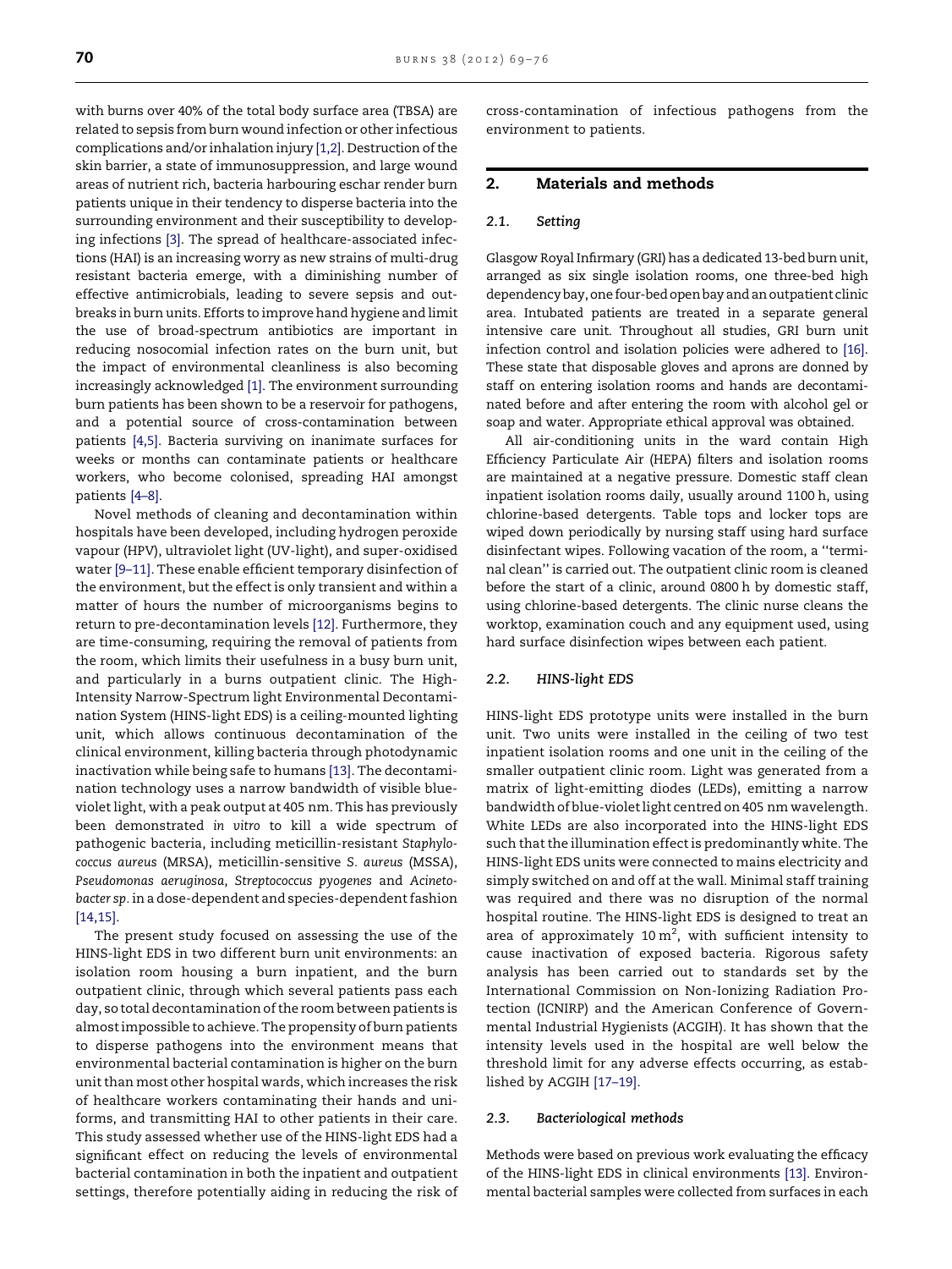with burns over 40% of the total body surface area (TBSA) are related to sepsis from burn wound infection or other infectious complications and/or inhalation injury [1,2]. Destruction of the skin barrier, a state of immunosuppression, and large wound areas of nutrient rich, bacteria harbouring eschar render burn patients unique in their tendency to disperse bacteria into the surrounding environment and their susceptibility to developing infections [3]. The spread of healthcare-associated infections (HAI) is an increasing worry as new strains of multi-drug resistant bacteria emerge, with a diminishing number of effective antimicrobials, leading to severe sepsis and outbreaks in burn units. Efforts to improve hand hygiene and limit the use of broad-spectrum antibiotics are important in reducing nosocomial infection rates on the burn unit, but the impact of environmental cleanliness is also becoming increasingly acknowledged [1]. The environment surrounding burn patients has been shown to be a reservoir for pathogens, and a potential source of cross-contamination between patients [4,5]. Bacteria surviving on inanimate surfaces for weeks or months can contaminate patients or healthcare workers, who become colonised, spreading HAI amongst patients [4–8].

Novel methods of cleaning and decontamination within hospitals have been developed, including hydrogen peroxide vapour (HPV), ultraviolet light (UV-light), and super-oxidised water [9–11]. These enable efficient temporary disinfection of the environment, but the effect is only transient and within a matter of hours the number of microorganisms begins to return to pre-decontamination levels [12]. Furthermore, they are time-consuming, requiring the removal of patients from the room, which limits their usefulness in a busy burn unit, and particularly in a burns outpatient clinic. The High-Intensity Narrow-Spectrum light Environmental Decontamination System (HINS-light EDS) is a ceiling-mounted lighting unit, which allows continuous decontamination of the clinical environment, killing bacteria through photodynamic inactivation while being safe to humans [13]. The decontamination technology uses a narrow bandwidth of visible blue-violet light, with a peak output at 405 nm. This has previously been demonstrated *in vitro* to kill a wide spectrum of pathogenic bacteria, including meticillin-resistant *Staphylococcus aureus* (MRSA), meticillin-sensitive *S. aureus* (MSSA), *Pseudomonas aeruginosa*, *Streptococcus pyogenes* and *Acinetobacter* sp. in a dose-dependent and species-dependent fashion [14,15].

The present study focused on assessing the use of the HINS-light EDS in two different burn unit environments: an isolation room housing a burn inpatient, and the burn outpatient clinic, through which several patients pass each day, so total decontamination of the room between patients is almost impossible to achieve. The propensity of burn patients to disperse pathogens into the environment means that environmental bacterial contamination is higher on the burn unit than most other hospital wards, which increases the risk of healthcare workers contaminating their hands and uniforms, and transmitting HAI to other patients in their care. This study assessed whether use of the HINS-light EDS had a significant effect on reducing the levels of environmental bacterial contamination in both the inpatient and outpatient settings, therefore potentially aiding in reducing the risk of cross-contamination of infectious pathogens from the environment to patients.

## 2. Materials and methods

### 2.1. Setting

Glasgow Royal Infirmary (GRI) has a dedicated 13-bed burn unit, arranged as six single isolation rooms, one three-bed high dependency bay, one four-bed open bay and an outpatient clinic area. Intubated patients are treated in a separate general intensive care unit. Throughout all studies, GRI burn unit infection control and isolation policies were adhered to [16]. These state that disposable gloves and aprons are donned by staff on entering isolation rooms and hands are decontaminated before and after entering the room with alcohol gel or soap and water. Appropriate ethical approval was obtained.

All air-conditioning units in the ward contain High Efficiency Particulate Air (HEPA) filters and isolation rooms are maintained at a negative pressure. Domestic staff clean inpatient isolation rooms daily, usually around 1100 h, using chlorine-based detergents. Table tops and locker tops are wiped down periodically by nursing staff using hard surface disinfectant wipes. Following vacation of the room, a ''terminal clean'' is carried out. The outpatient clinic room is cleaned before the start of a clinic, around 0800 h by domestic staff, using chlorine-based detergents. The clinic nurse cleans the worktop, examination couch and any equipment used, using hard surface disinfection wipes between each patient.

### 2.2. HINS-light EDS

HINS-light EDS prototype units were installed in the burn unit. Two units were installed in the ceiling of two test inpatient isolation rooms and one unit in the ceiling of the smaller outpatient clinic room. Light was generated from a matrix of light-emitting diodes (LEDs), emitting a narrow bandwidth of blue-violet light centred on 405 nm wavelength. White LEDs are also incorporated into the HINS-light EDS such that the illumination effect is predominantly white. The HINS-light EDS units were connected to mains electricity and simply switched on and off at the wall. Minimal staff training was required and there was no disruption of the normal hospital routine. The HINS-light EDS is designed to treat an area of approximately 10 $m^2$, with sufficient intensity to cause inactivation of exposed bacteria. Rigorous safety analysis has been carried out to standards set by the International Commission on Non-Ionizing Radiation Protection (ICNIRP) and the American Conference of Governmental Industrial Hygienists (ACGIH). It has shown that the intensity levels used in the hospital are well below the threshold limit for any adverse effects occurring, as established by ACGIH [17–19].

### 2.3. Bacteriological methods

Methods were based on previous work evaluating the efficacy of the HINS-light EDS in clinical environments [13]. Environmental bacterial samples were collected from surfaces in each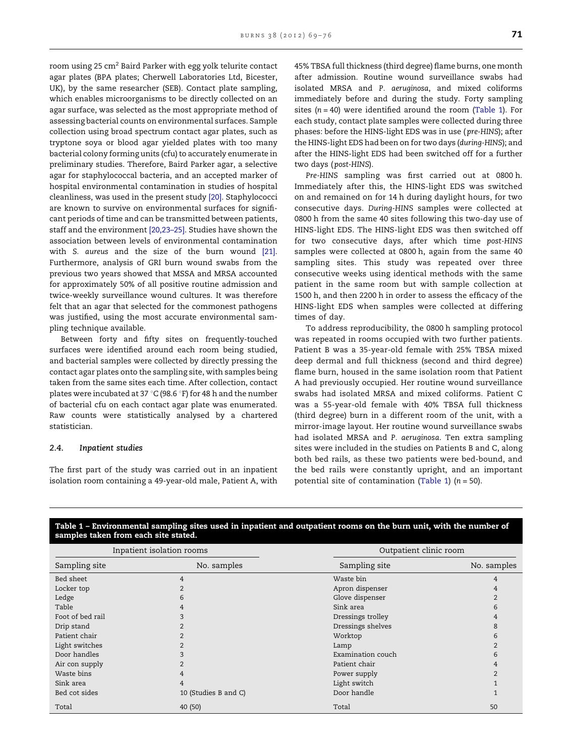room using 25 cm$^2$ Baird Parker with egg yolk telurite contact agar plates (BPA plates; Cherwell Laboratories Ltd, Bicester, UK), by the same researcher (SEB). Contact plate sampling, which enables microorganisms to be directly collected on an agar surface, was selected as the most appropriate method of assessing bacterial counts on environmental surfaces. Sample collection using broad spectrum contact agar plates, such as tryptone soya or blood agar yielded plates with too many bacterial colony forming units (cfu) to accurately enumerate in preliminary studies. Therefore, Baird Parker agar, a selective agar for staphylococcal bacteria, and an accepted marker of hospital environmental contamination in studies of hospital cleanliness, was used in the present study [20]. Staphylococci are known to survive on environmental surfaces for significant periods of time and can be transmitted between patients, staff and the environment [20,23–25]. Studies have shown the association between levels of environmental contamination with *S. aureus* and the size of the burn wound [21]. Furthermore, analysis of GRI burn wound swabs from the previous two years showed that MSSA and MRSA accounted for approximately 50% of all positive routine admission and twice-weekly surveillance wound cultures. It was therefore felt that an agar that selected for the commonest pathogens was justified, using the most accurate environmental sampling technique available.

Between forty and fifty sites on frequently-touched surfaces were identified around each room being studied, and bacterial samples were collected by directly pressing the contact agar plates onto the sampling site, with samples being taken from the same sites each time. After collection, contact plates were incubated at 37 °C (98.6 °F) for 48 h and the number of bacterial cfu on each contact agar plate was enumerated. Raw counts were statistically analysed by a chartered statistician.

### 2.4. Inpatient studies

The first part of the study was carried out in an inpatient isolation room containing a 49-year-old male, Patient A, with 45% TBSA full thickness (third degree) flame burns, one month after admission. Routine wound surveillance swabs had isolated MRSA and *P. aeruginosa*, and mixed coliforms immediately before and during the study. Forty sampling sites ($n = 40$) were identified around the room (Table 1). For each study, contact plate samples were collected during three phases: before the HINS-light EDS was in use (*pre-HINS*); after the HINS-light EDS had been on for two days (*during-HINS*); and after the HINS-light EDS had been switched off for a further two days (*post-HINS*).

*Pre-HINS* sampling was first carried out at 0800 h. Immediately after this, the HINS-light EDS was switched on and remained on for 14 h during daylight hours, for two consecutive days. *During-HINS* samples were collected at 0800 h from the same 40 sites following this two-day use of HINS-light EDS. The HINS-light EDS was then switched off for two consecutive days, after which time *post-HINS* samples were collected at 0800 h, again from the same 40 sampling sites. This study was repeated over three consecutive weeks using identical methods with the same patient in the same room but with sample collection at 1500 h, and then 2200 h in order to assess the efficacy of the HINS-light EDS when samples were collected at differing times of day.

To address reproducibility, the 0800 h sampling protocol was repeated in rooms occupied with two further patients. Patient B was a 35-year-old female with 25% TBSA mixed deep dermal and full thickness (second and third degree) flame burn, housed in the same isolation room that Patient A had previously occupied. Her routine wound surveillance swabs had isolated MRSA and mixed coliforms. Patient C was a 55-year-old female with 40% TBSA full thickness (third degree) burn in a different room of the unit, with a mirror-image layout. Her routine wound surveillance swabs had isolated MRSA and *P. aeruginosa*. Ten extra sampling sites were included in the studies on Patients B and C, along both bed rails, as these two patients were bed-bound, and the bed rails were constantly upright, and an important potential site of contamination (Table 1) ($n = 50$).

**Table 1 – Environmental sampling sites used in inpatient and outpatient rooms on the burn unit, with the number of samples taken from each site stated.**

| Inpatient isolation rooms | | Outpatient clinic room | |
|---|---|---|---|
| Sampling site | No. samples | Sampling site | No. samples |
| Bed sheet | 4 | Waste bin | 4 |
| Locker top | 2 | Apron dispenser | 4 |
| Ledge | 6 | Glove dispenser | 2 |
| Table | 4 | Sink area | 6 |
| Foot of bed rail | 3 | Dressings trolley | 4 |
| Drip stand | 2 | Dressings shelves | 8 |
| Patient chair | 2 | Worktop | 6 |
| Light switches | 2 | Lamp | 2 |
| Door handles | 3 | Examination couch | 6 |
| Air con supply | 2 | Patient chair | 4 |
| Waste bins | 4 | Power supply | 2 |
| Sink area | 4 | Light switch | 1 |
| Bed cot sides | 10 (Studies B and C) | Door handle | 1 |
| Total | 40 (50) | Total | 50 |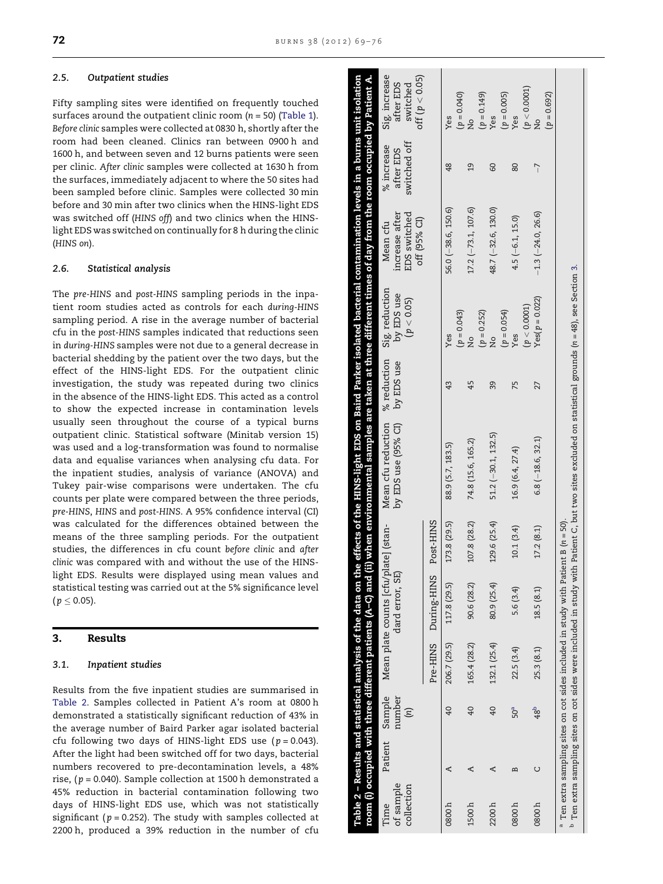### 2.5. Outpatient studies

Fifty sampling sites were identified on frequently touched surfaces around the outpatient clinic room ($n = 50$) (Table 1). *Before clinic* samples were collected at 0830 h, shortly after the room had been cleaned. Clinics ran between 0900 h and 1600 h, and between seven and 12 burns patients were seen per clinic. *After clinic* samples were collected at 1630 h from the surfaces, immediately adjacent to where the 50 sites had been sampled before clinic. Samples were collected 30 min before and 30 min after two clinics when the HINS-light EDS was switched off (*HINS off*) and two clinics when the HINS-light EDS was switched on continually for 8 h during the clinic (*HINS on*).

### 2.6. Statistical analysis

The *pre-HINS* and *post-HINS* sampling periods in the inpatient room studies acted as controls for each *during-HINS* sampling period. A rise in the average number of bacterial cfu in the *post-HINS* samples indicated that reductions seen in *during-HINS* samples were not due to a general decrease in bacterial shedding by the patient over the two days, but the effect of the HINS-light EDS. For the outpatient clinic investigation, the study was repeated during two clinics in the absence of the HINS-light EDS. This acted as a control to show the expected increase in contamination levels usually seen throughout the course of a typical burns outpatient clinic. Statistical software (Minitab version 15) was used and a log-transformation was found to normalise data and equalise variances when analysing cfu data. For the inpatient studies, analysis of variance (ANOVA) and Tukey pair-wise comparisons were undertaken. The cfu counts per plate were compared between the three periods, *pre-HINS*, *HINS* and *post-HINS*. A 95% confidence interval (CI) was calculated for the differences obtained between the means of the three sampling periods. For the outpatient studies, the differences in cfu count *before clinic* and *after clinic* was compared with and without the use of the HINS-light EDS. Results were displayed using mean values and statistical testing was carried out at the 5% significance level ($p \leq 0.05$).

## 3. Results

### 3.1. Inpatient studies

Results from the five inpatient studies are summarised in Table 2. Samples collected in Patient A's room at 0800 h demonstrated a statistically significant reduction of 43% in the average number of Baird Parker agar isolated bacterial cfu following two days of HINS-light EDS use ($p = 0.043$). After the light had been switched off for two days, bacterial numbers recovered to pre-decontamination levels, a 48% rise, ($p = 0.040$). Sample collection at 1500 h demonstrated a 45% reduction in bacterial contamination following two days of HINS-light EDS use, which was not statistically significant ($p = 0.252$). The study with samples collected at 2200 h, produced a 39% reduction in the number of cfu

**Table 2 – Results and statistical analysis of the data on the effects of the HINS-light EDS on Baird Parker isolated bacterial contamination levels in a burns unit isolation room (i) occupied with three different patients (A–C) and (ii) when environmental samples are taken at three different times of day from the room occupied by Patient A.**

| Time of sample collection | Patient | Sample number (n) | Mean plate counts [cfu/plate] (standard error, SE) | | | Mean cfu reduction by EDS use (95% CI) | % reduction by EDS use | Sig. reduction by EDS use ($p < 0.05$) | Mean cfu increase after EDS switched off (95% CI) | % increase after EDS switched off | Sig. increase after EDS switched off ($p < 0.05$) |
|---|---|---|---|---|---|---|---|---|---|---|---|
| | | | Pre-HINS | During-HINS | Post-HINS | | | | | | |
| 0800 h | A | 40 | 206.7 (29.5) | 117.8 (29.5) | 173.8 (29.5) | 88.9 (5.7, 183.5) | 43 | Yes ($p = 0.043$) | 56.0 (−38.6, 150.6) | 48 | Yes ($p = 0.040$) |
| 1500 h | A | 40 | 165.4 (28.2) | 90.6 (28.2) | 107.8 (28.2) | 74.8 (15.6, 165.2) | 45 | No ($p = 0.252$) | 17.2 (−73.1, 107.6) | 19 | No ($p = 0.149$) |
| 2200 h | A | 40 | 132.1 (25.4) | 80.9 (25.4) | 129.6 (25.4) | 51.2 (−30.1, 132.5) | 39 | No ($p = 0.054$) | 48.7 (−32.6, 130.0) | 60 | Yes ($p = 0.005$) |
| 0800 h | B | 50[a] | 22.5 (3.4) | 5.6 (3.4) | 10.1 (3.4) | 16.9 (6.4, 27.4) | 75 | Yes ($p < 0.0001$) | 4.5 (−6.1, 15.0) | 80 | Yes ($p < 0.0001$) |
| 0800 h | C | 48[b] | 25.3 (8.1) | 18.5 (8.1) | 17.2 (8.1) | 6.8 (−18.6, 32.1) | 27 | Yes($p = 0.022$) | −1.3 (−24.0, 26.6) | −7 | No ($p = 0.692$) |

[a] Ten extra sampling sites on cot sides included in study with Patient B ($n = 50$).
[b] Ten extra sampling sites on cot sides were included in study with Patient C, but two sites excluded on statistical grounds ($n = 48$), see Section 3.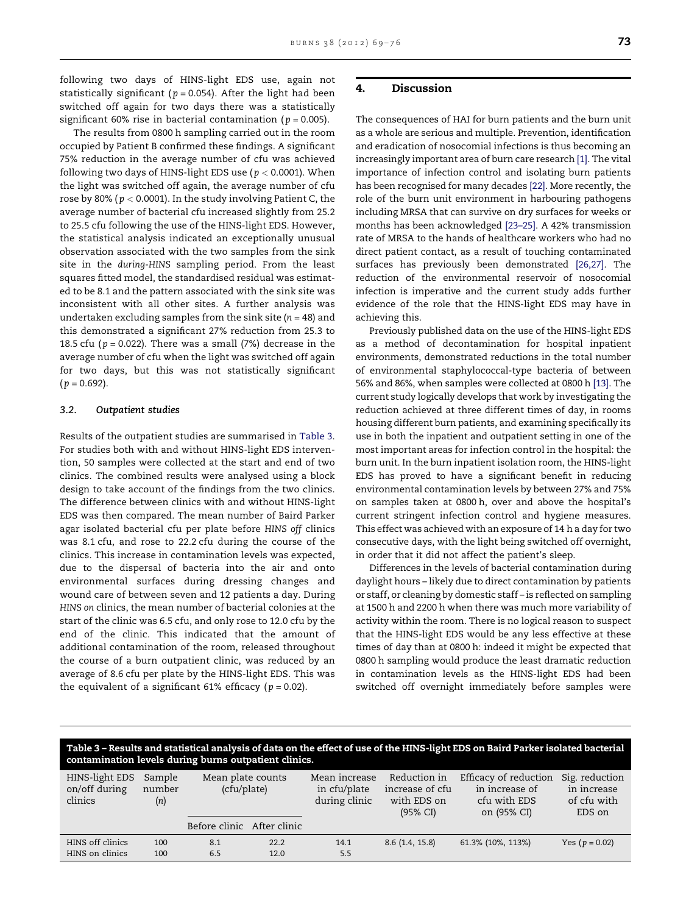following two days of HINS-light EDS use, again not statistically significant ($p = 0.054$). After the light had been switched off again for two days there was a statistically significant 60% rise in bacterial contamination ($p = 0.005$).

The results from 0800 h sampling carried out in the room occupied by Patient B confirmed these findings. A significant 75% reduction in the average number of cfu was achieved following two days of HINS-light EDS use ($p < 0.0001$). When the light was switched off again, the average number of cfu rose by 80% ($p < 0.0001$). In the study involving Patient C, the average number of bacterial cfu increased slightly from 25.2 to 25.5 cfu following the use of the HINS-light EDS. However, the statistical analysis indicated an exceptionally unusual observation associated with the two samples from the sink site in the *during-HINS* sampling period. From the least squares fitted model, the standardised residual was estimated to be 8.1 and the pattern associated with the sink site was inconsistent with all other sites. A further analysis was undertaken excluding samples from the sink site ($n = 48$) and this demonstrated a significant 27% reduction from 25.3 to 18.5 cfu ($p = 0.022$). There was a small (7%) decrease in the average number of cfu when the light was switched off again for two days, but this was not statistically significant ($p = 0.692$).

### 3.2. Outpatient studies

Results of the outpatient studies are summarised in Table 3. For studies both with and without HINS-light EDS intervention, 50 samples were collected at the start and end of two clinics. The combined results were analysed using a block design to take account of the findings from the two clinics. The difference between clinics with and without HINS-light EDS was then compared. The mean number of Baird Parker agar isolated bacterial cfu per plate before *HINS off* clinics was 8.1 cfu, and rose to 22.2 cfu during the course of the clinics. This increase in contamination levels was expected, due to the dispersal of bacteria into the air and onto environmental surfaces during dressing changes and wound care of between seven and 12 patients a day. During *HINS on* clinics, the mean number of bacterial colonies at the start of the clinic was 6.5 cfu, and only rose to 12.0 cfu by the end of the clinic. This indicated that the amount of additional contamination of the room, released throughout the course of a burn outpatient clinic, was reduced by an average of 8.6 cfu per plate by the HINS-light EDS. This was the equivalent of a significant 61% efficacy ($p = 0.02$).

## 4. Discussion

The consequences of HAI for burn patients and the burn unit as a whole are serious and multiple. Prevention, identification and eradication of nosocomial infections is thus becoming an increasingly important area of burn care research [1]. The vital importance of infection control and isolating burn patients has been recognised for many decades [22]. More recently, the role of the burn unit environment in harbouring pathogens including MRSA that can survive on dry surfaces for weeks or months has been acknowledged [23–25]. A 42% transmission rate of MRSA to the hands of healthcare workers who had no direct patient contact, as a result of touching contaminated surfaces has previously been demonstrated [26,27]. The reduction of the environmental reservoir of nosocomial infection is imperative and the current study adds further evidence of the role that the HINS-light EDS may have in achieving this.

Previously published data on the use of the HINS-light EDS as a method of decontamination for hospital inpatient environments, demonstrated reductions in the total number of environmental staphylococcal-type bacteria of between 56% and 86%, when samples were collected at 0800 h [13]. The current study logically develops that work by investigating the reduction achieved at three different times of day, in rooms housing different burn patients, and examining specifically its use in both the inpatient and outpatient setting in one of the most important areas for infection control in the hospital: the burn unit. In the burn inpatient isolation room, the HINS-light EDS has proved to have a significant benefit in reducing environmental contamination levels by between 27% and 75% on samples taken at 0800 h, over and above the hospital's current stringent infection control and hygiene measures. This effect was achieved with an exposure of 14 h a day for two consecutive days, with the light being switched off overnight, in order that it did not affect the patient's sleep.

Differences in the levels of bacterial contamination during daylight hours – likely due to direct contamination by patients or staff, or cleaning by domestic staff – is reflected on sampling at 1500 h and 2200 h when there was much more variability of activity within the room. There is no logical reason to suspect that the HINS-light EDS would be any less effective at these times of day than at 0800 h: indeed it might be expected that 0800 h sampling would produce the least dramatic reduction in contamination levels as the HINS-light EDS had been switched off overnight immediately before samples were

**Table 3 – Results and statistical analysis of data on the effect of use of the HINS-light EDS on Baird Parker isolated bacterial contamination levels during burns outpatient clinics.**

| HINS-light EDS on/off during clinics | Sample number (*n*) | Mean plate counts (cfu/plate) | | Mean increase in cfu/plate during clinic | Reduction in increase of cfu with EDS on (95% CI) | Efficacy of reduction in increase of cfu with EDS on (95% CI) | Sig. reduction in increase of cfu with EDS on |
|---|---|---|---|---|---|---|---|
| | | Before clinic | After clinic | | | | |
| HINS off clinics | 100 | 8.1 | 22.2 | 14.1 | 8.6 (1.4, 15.8) | 61.3% (10%, 113%) | Yes ($p = 0.02$) |
| HINS on clinics | 100 | 6.5 | 12.0 | 5.5 | | | |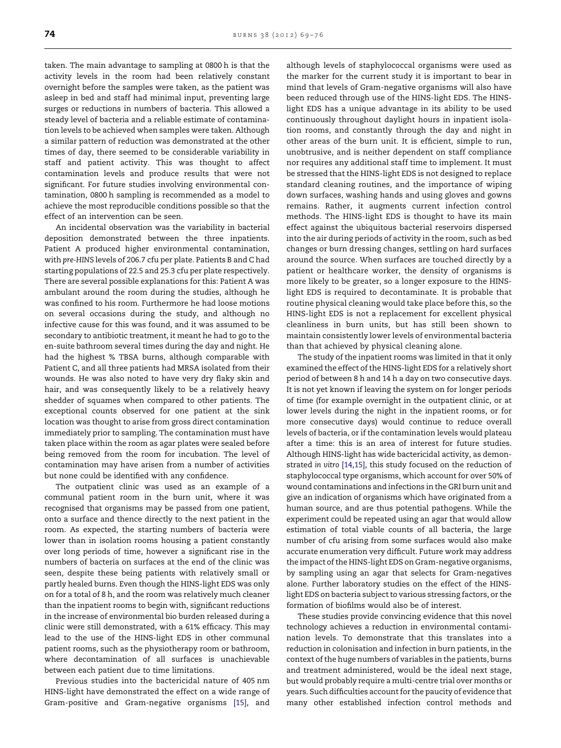taken. The main advantage to sampling at 0800 h is that the activity levels in the room had been relatively constant overnight before the samples were taken, as the patient was asleep in bed and staff had minimal input, preventing large surges or reductions in numbers of bacteria. This allowed a steady level of bacteria and a reliable estimate of contamination levels to be achieved when samples were taken. Although a similar pattern of reduction was demonstrated at the other times of day, there seemed to be considerable variability in staff and patient activity. This was thought to affect contamination levels and produce results that were not significant. For future studies involving environmental contamination, 0800 h sampling is recommended as a model to achieve the most reproducible conditions possible so that the effect of an intervention can be seen.

An incidental observation was the variability in bacterial deposition demonstrated between the three inpatients. Patient A produced higher environmental contamination, with *pre-HINS* levels of 206.7 cfu per plate. Patients B and C had starting populations of 22.5 and 25.3 cfu per plate respectively. There are several possible explanations for this: Patient A was ambulant around the room during the studies, although he was confined to his room. Furthermore he had loose motions on several occasions during the study, and although no infective cause for this was found, and it was assumed to be secondary to antibiotic treatment, it meant he had to go to the en-suite bathroom several times during the day and night. He had the highest % TBSA burns, although comparable with Patient C, and all three patients had MRSA isolated from their wounds. He was also noted to have very dry flaky skin and hair, and was consequently likely to be a relatively heavy shedder of squames when compared to other patients. The exceptional counts observed for one patient at the sink location was thought to arise from gross direct contamination immediately prior to sampling. The contamination must have taken place within the room as agar plates were sealed before being removed from the room for incubation. The level of contamination may have arisen from a number of activities but none could be identified with any confidence.

The outpatient clinic was used as an example of a communal patient room in the burn unit, where it was recognised that organisms may be passed from one patient, onto a surface and thence directly to the next patient in the room. As expected, the starting numbers of bacteria were lower than in isolation rooms housing a patient constantly over long periods of time, however a significant rise in the numbers of bacteria on surfaces at the end of the clinic was seen, despite these being patients with relatively small or partly healed burns. Even though the HINS-light EDS was only on for a total of 8 h, and the room was relatively much cleaner than the inpatient rooms to begin with, significant reductions in the increase of environmental bio burden released during a clinic were still demonstrated, with a 61% efficacy. This may lead to the use of the HINS-light EDS in other communal patient rooms, such as the physiotherapy room or bathroom, where decontamination of all surfaces is unachievable between each patient due to time limitations.

Previous studies into the bactericidal nature of 405 nm HINS-light have demonstrated the effect on a wide range of Gram-positive and Gram-negative organisms [15], and although levels of staphylococcal organisms were used as the marker for the current study it is important to bear in mind that levels of Gram-negative organisms will also have been reduced through use of the HINS-light EDS. The HINS-light EDS has a unique advantage in its ability to be used continuously throughout daylight hours in inpatient isolation rooms, and constantly through the day and night in other areas of the burn unit. It is efficient, simple to run, unobtrusive, and is neither dependent on staff compliance nor requires any additional staff time to implement. It must be stressed that the HINS-light EDS is not designed to replace standard cleaning routines, and the importance of wiping down surfaces, washing hands and using gloves and gowns remains. Rather, it augments current infection control methods. The HINS-light EDS is thought to have its main effect against the ubiquitous bacterial reservoirs dispersed into the air during periods of activity in the room, such as bed changes or burn dressing changes, settling on hard surfaces around the source. When surfaces are touched directly by a patient or healthcare worker, the density of organisms is more likely to be greater, so a longer exposure to the HINS-light EDS is required to decontaminate. It is probable that routine physical cleaning would take place before this, so the HINS-light EDS is not a replacement for excellent physical cleanliness in burn units, but has still been shown to maintain consistently lower levels of environmental bacteria than that achieved by physical cleaning alone.

The study of the inpatient rooms was limited in that it only examined the effect of the HINS-light EDS for a relatively short period of between 8 h and 14 h a day on two consecutive days. It is not yet known if leaving the system on for longer periods of time (for example overnight in the outpatient clinic, or at lower levels during the night in the inpatient rooms, or for more consecutive days) would continue to reduce overall levels of bacteria, or if the contamination levels would plateau after a time: this is an area of interest for future studies. Although HINS-light has wide bactericidal activity, as demonstrated *in vitro* [14,15], this study focused on the reduction of staphylococcal type organisms, which account for over 50% of wound contaminations and infections in the GRI burn unit and give an indication of organisms which have originated from a human source, and are thus potential pathogens. While the experiment could be repeated using an agar that would allow estimation of total viable counts of all bacteria, the large number of cfu arising from some surfaces would also make accurate enumeration very difficult. Future work may address the impact of the HINS-light EDS on Gram-negative organisms, by sampling using an agar that selects for Gram-negatives alone. Further laboratory studies on the effect of the HINS-light EDS on bacteria subject to various stressing factors, or the formation of biofilms would also be of interest.

These studies provide convincing evidence that this novel technology achieves a reduction in environmental contamination levels. To demonstrate that this translates into a reduction in colonisation and infection in burn patients, in the context of the huge numbers of variables in the patients, burns and treatment administered, would be the ideal next stage, but would probably require a multi-centre trial over months or years. Such difficulties account for the paucity of evidence that many other established infection control methods and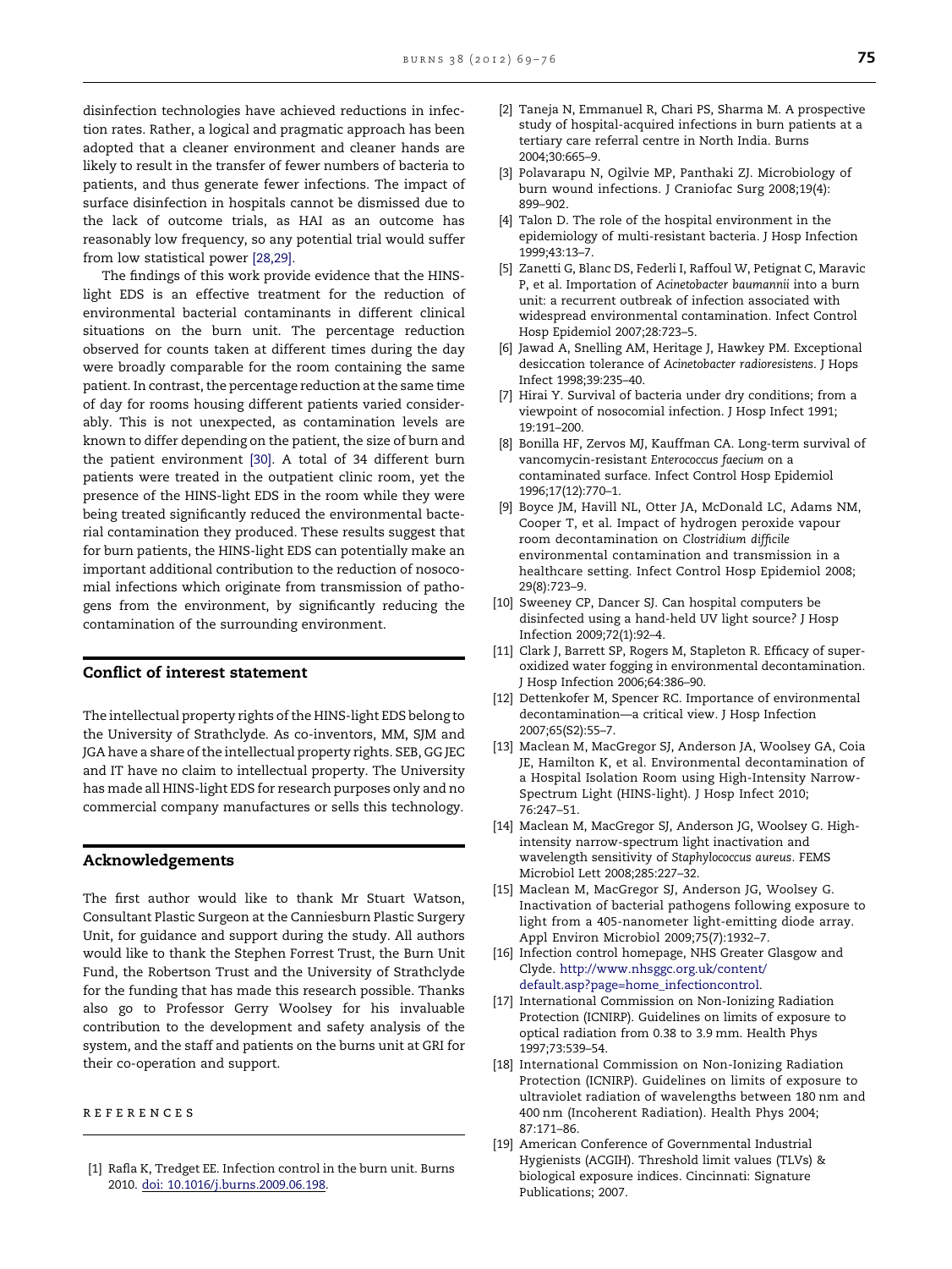disinfection technologies have achieved reductions in infection rates. Rather, a logical and pragmatic approach has been adopted that a cleaner environment and cleaner hands are likely to result in the transfer of fewer numbers of bacteria to patients, and thus generate fewer infections. The impact of surface disinfection in hospitals cannot be dismissed due to the lack of outcome trials, as HAI as an outcome has reasonably low frequency, so any potential trial would suffer from low statistical power [28,29].

The findings of this work provide evidence that the HINS-light EDS is an effective treatment for the reduction of environmental bacterial contaminants in different clinical situations on the burn unit. The percentage reduction observed for counts taken at different times during the day were broadly comparable for the room containing the same patient. In contrast, the percentage reduction at the same time of day for rooms housing different patients varied considerably. This is not unexpected, as contamination levels are known to differ depending on the patient, the size of burn and the patient environment [30]. A total of 34 different burn patients were treated in the outpatient clinic room, yet the presence of the HINS-light EDS in the room while they were being treated significantly reduced the environmental bacterial contamination they produced. These results suggest that for burn patients, the HINS-light EDS can potentially make an important additional contribution to the reduction of nosocomial infections which originate from transmission of pathogens from the environment, by significantly reducing the contamination of the surrounding environment.

## Conflict of interest statement

The intellectual property rights of the HINS-light EDS belong to the University of Strathclyde. As co-inventors, MM, SJM and JGA have a share of the intellectual property rights. SEB, GG JEC and IT have no claim to intellectual property. The University has made all HINS-light EDS for research purposes only and no commercial company manufactures or sells this technology.

## Acknowledgements

The first author would like to thank Mr Stuart Watson, Consultant Plastic Surgeon at the Canniesburn Plastic Surgery Unit, for guidance and support during the study. All authors would like to thank the Stephen Forrest Trust, the Burn Unit Fund, the Robertson Trust and the University of Strathclyde for the funding that has made this research possible. Thanks also go to Professor Gerry Woolsey for his invaluable contribution to the development and safety analysis of the system, and the staff and patients on the burns unit at GRI for their co-operation and support.

## REFERENCES

[1] Rafla K, Tredget EE. Infection control in the burn unit. Burns 2010. doi: 10.1016/j.burns.2009.06.198.

[2] Taneja N, Emmanuel R, Chari PS, Sharma M. A prospective study of hospital-acquired infections in burn patients at a tertiary care referral centre in North India. Burns 2004;30:665–9.

[3] Polavarapu N, Ogilvie MP, Panthaki ZJ. Microbiology of burn wound infections. J Craniofac Surg 2008;19(4): 899–902.

[4] Talon D. The role of the hospital environment in the epidemiology of multi-resistant bacteria. J Hosp Infection 1999;43:13–7.

[5] Zanetti G, Blanc DS, Federli I, Raffoul W, Petignat C, Maravic P, et al. Importation of *Acinetobacter baumannii* into a burn unit: a recurrent outbreak of infection associated with widespread environmental contamination. Infect Control Hosp Epidemiol 2007;28:723–5.

[6] Jawad A, Snelling AM, Heritage J, Hawkey PM. Exceptional desiccation tolerance of *Acinetobacter radioresistens*. J Hops Infect 1998;39:235–40.

[7] Hirai Y. Survival of bacteria under dry conditions; from a viewpoint of nosocomial infection. J Hosp Infect 1991; 19:191–200.

[8] Bonilla HF, Zervos MJ, Kauffman CA. Long-term survival of vancomycin-resistant *Enterococcus faecium* on a contaminated surface. Infect Control Hosp Epidemiol 1996;17(12):770–1.

[9] Boyce JM, Havill NL, Otter JA, McDonald LC, Adams NM, Cooper T, et al. Impact of hydrogen peroxide vapour room decontamination on *Clostridium difficile* environmental contamination and transmission in a healthcare setting. Infect Control Hosp Epidemiol 2008; 29(8):723–9.

[10] Sweeney CP, Dancer SJ. Can hospital computers be disinfected using a hand-held UV light source? J Hosp Infection 2009;72(1):92–4.

[11] Clark J, Barrett SP, Rogers M, Stapleton R. Efficacy of super-oxidized water fogging in environmental decontamination. J Hosp Infection 2006;64:386–90.

[12] Dettenkofer M, Spencer RC. Importance of environmental decontamination—a critical view. J Hosp Infection 2007;65(S2):55–7.

[13] Maclean M, MacGregor SJ, Anderson JA, Woolsey GA, Coia JE, Hamilton K, et al. Environmental decontamination of a Hospital Isolation Room using High-Intensity Narrow-Spectrum Light (HINS-light). J Hosp Infect 2010; 76:247–51.

[14] Maclean M, MacGregor SJ, Anderson JG, Woolsey G. High-intensity narrow-spectrum light inactivation and wavelength sensitivity of *Staphylococcus aureus*. FEMS Microbiol Lett 2008;285:227–32.

[15] Maclean M, MacGregor SJ, Anderson JG, Woolsey G. Inactivation of bacterial pathogens following exposure to light from a 405-nanometer light-emitting diode array. Appl Environ Microbiol 2009;75(7):1932–7.

[16] Infection control homepage, NHS Greater Glasgow and Clyde. http://www.nhsggc.org.uk/content/default.asp?page=home_infectioncontrol.

[17] International Commission on Non-Ionizing Radiation Protection (ICNIRP). Guidelines on limits of exposure to optical radiation from 0.38 to 3.9 mm. Health Phys 1997;73:539–54.

[18] International Commission on Non-Ionizing Radiation Protection (ICNIRP). Guidelines on limits of exposure to ultraviolet radiation of wavelengths between 180 nm and 400 nm (Incoherent Radiation). Health Phys 2004; 87:171–86.

[19] American Conference of Governmental Industrial Hygienists (ACGIH). Threshold limit values (TLVs) & biological exposure indices. Cincinnati: Signature Publications; 2007.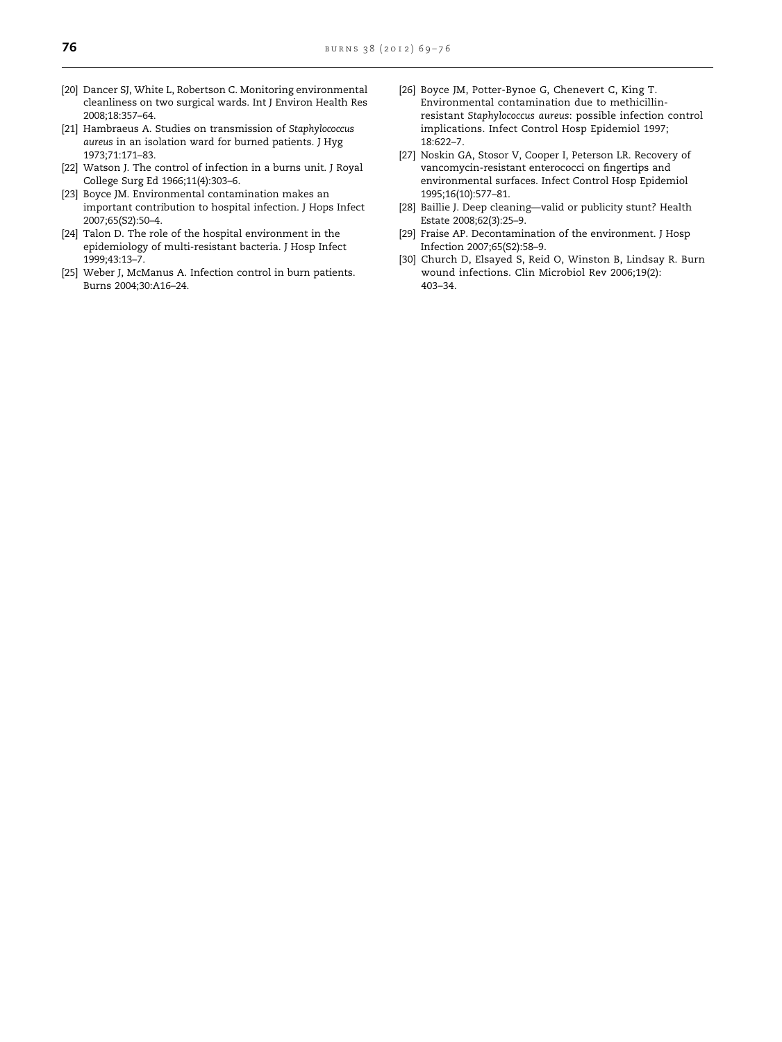[20] Dancer SJ, White L, Robertson C. Monitoring environmental cleanliness on two surgical wards. Int J Environ Health Res 2008;18:357–64.

[21] Hambraeus A. Studies on transmission of *Staphylococcus aureus* in an isolation ward for burned patients. J Hyg 1973;71:171–83.

[22] Watson J. The control of infection in a burns unit. J Royal College Surg Ed 1966;11(4):303–6.

[23] Boyce JM. Environmental contamination makes an important contribution to hospital infection. J Hops Infect 2007;65(S2):50–4.

[24] Talon D. The role of the hospital environment in the epidemiology of multi-resistant bacteria. J Hosp Infect 1999;43:13–7.

[25] Weber J, McManus A. Infection control in burn patients. Burns 2004;30:A16–24.

[26] Boyce JM, Potter-Bynoe G, Chenevert C, King T. Environmental contamination due to methicillin-resistant *Staphylococcus aureus*: possible infection control implications. Infect Control Hosp Epidemiol 1997; 18:622–7.

[27] Noskin GA, Stosor V, Cooper I, Peterson LR. Recovery of vancomycin-resistant enterococci on fingertips and environmental surfaces. Infect Control Hosp Epidemiol 1995;16(10):577–81.

[28] Baillie J. Deep cleaning—valid or publicity stunt? Health Estate 2008;62(3):25–9.

[29] Fraise AP. Decontamination of the environment. J Hosp Infection 2007;65(S2):58–9.

[30] Church D, Elsayed S, Reid O, Winston B, Lindsay R. Burn wound infections. Clin Microbiol Rev 2006;19(2): 403–34.